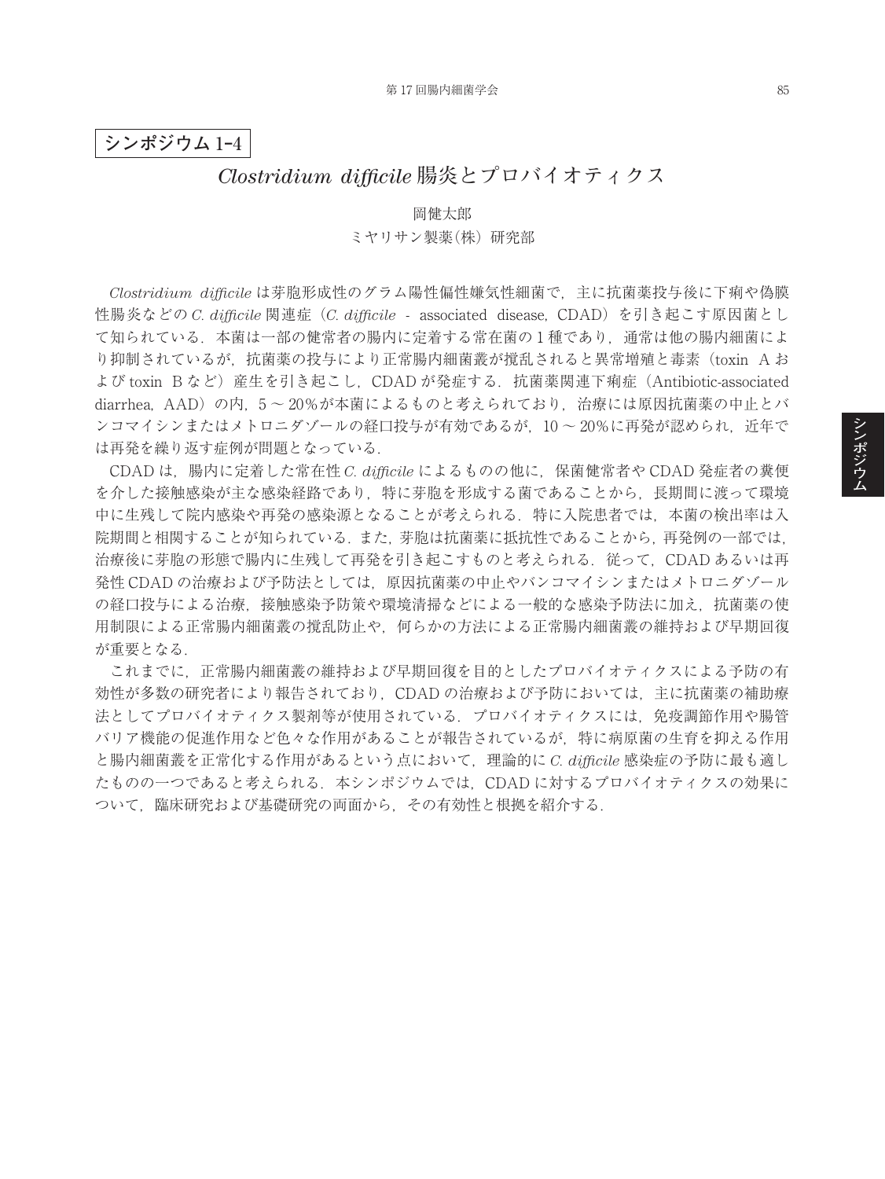**シンポジウム 1-4**

# *Clostridium difficile* 腸炎とプロバイオティクス

岡健太郎

ミヤリサン製薬(株) 研究部

*Clostridium difficile* は芽胞形成性のグラム陽性偏性嫌気性細菌で，主に抗菌薬投与後に下痢や偽膜性腸炎などの *C. difficile* 関連症（*C. difficile* - associated disease, CDAD）を引き起こす原因菌として知られている．本菌は一部の健常者の腸内に定着する常在菌の 1 種であり，通常は他の腸内細菌により抑制されているが，抗菌薬の投与により正常腸内細菌叢が撹乱されると異常増殖と毒素（toxin A および toxin B など）産生を引き起こし，CDAD が発症する．抗菌薬関連下痢症（Antibiotic-associated diarrhea, AAD）の内，5 ～ 20%が本菌によるものと考えられており，治療には原因抗菌薬の中止とバンコマイシンまたはメトロニダゾールの経口投与が有効であるが，10 ～ 20%に再発が認められ，近年では再発を繰り返す症例が問題となっている．

CDAD は，腸内に定着した常在性 *C. difficile* によるものの他に，保菌健常者や CDAD 発症者の糞便を介した接触感染が主な感染経路であり，特に芽胞を形成する菌であることから，長期間に渡って環境中に生残して院内感染や再発の感染源となることが考えられる．特に入院患者では，本菌の検出率は入院期間と相関することが知られている．また，芽胞は抗菌薬に抵抗性であることから，再発例の一部では，治療後に芽胞の形態で腸内に生残して再発を引き起こすものと考えられる．従って，CDAD あるいは再発性 CDAD の治療および予防法としては，原因抗菌薬の中止やバンコマイシンまたはメトロニダゾールの経口投与による治療，接触感染予防策や環境清掃などによる一般的な感染予防法に加え，抗菌薬の使用制限による正常腸内細菌叢の撹乱防止や，何らかの方法による正常腸内細菌叢の維持および早期回復が重要となる．

これまでに，正常腸内細菌叢の維持および早期回復を目的としたプロバイオティクスによる予防の有効性が多数の研究者により報告されており，CDAD の治療および予防においては，主に抗菌薬の補助療法としてプロバイオティクス製剤等が使用されている．プロバイオティクスには，免疫調節作用や腸管バリア機能の促進作用など色々な作用があることが報告されているが，特に病原菌の生育を抑える作用と腸内細菌叢を正常化する作用があるという点において，理論的に *C. difficile* 感染症の予防に最も適したものの一つであると考えられる．本シンポジウムでは，CDAD に対するプロバイオティクスの効果について，臨床研究および基礎研究の両面から，その有効性と根拠を紹介する．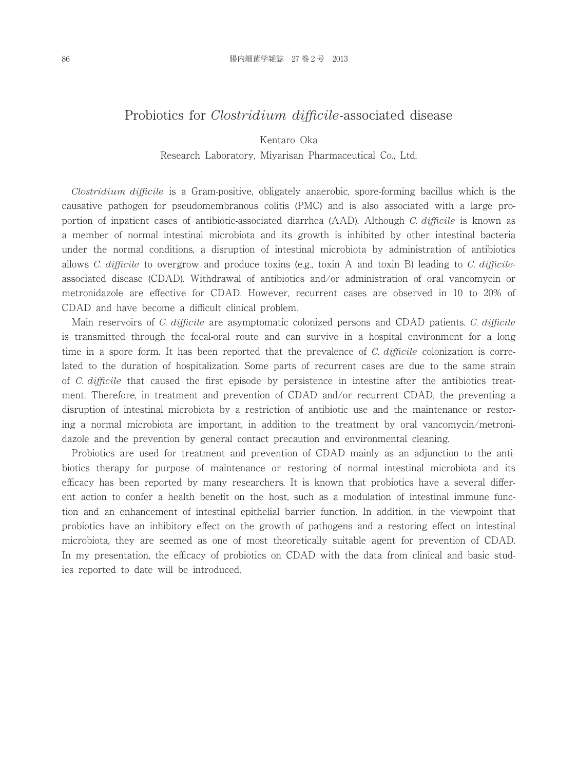# Probiotics for *Clostridium difficile*-associated disease

Kentaro Oka

Research Laboratory, Miyarisan Pharmaceutical Co., Ltd.

*Clostridium difficile* is a Gram-positive, obligately anaerobic, spore-forming bacillus which is the causative pathogen for pseudomembranous colitis (PMC) and is also associated with a large proportion of inpatient cases of antibiotic-associated diarrhea (AAD). Although *C. difficile* is known as a member of normal intestinal microbiota and its growth is inhibited by other intestinal bacteria under the normal conditions, a disruption of intestinal microbiota by administration of antibiotics allows *C. difficile* to overgrow and produce toxins (e.g., toxin A and toxin B) leading to *C. difficile*-associated disease (CDAD). Withdrawal of antibiotics and/or administration of oral vancomycin or metronidazole are effective for CDAD. However, recurrent cases are observed in 10 to 20% of CDAD and have become a difficult clinical problem.

Main reservoirs of *C. difficile* are asymptomatic colonized persons and CDAD patients. *C. difficile* is transmitted through the fecal-oral route and can survive in a hospital environment for a long time in a spore form. It has been reported that the prevalence of *C. difficile* colonization is correlated to the duration of hospitalization. Some parts of recurrent cases are due to the same strain of *C. difficile* that caused the first episode by persistence in intestine after the antibiotics treatment. Therefore, in treatment and prevention of CDAD and/or recurrent CDAD, the preventing a disruption of intestinal microbiota by a restriction of antibiotic use and the maintenance or restoring a normal microbiota are important, in addition to the treatment by oral vancomycin/metronidazole and the prevention by general contact precaution and environmental cleaning.

Probiotics are used for treatment and prevention of CDAD mainly as an adjunction to the antibiotics therapy for purpose of maintenance or restoring of normal intestinal microbiota and its efficacy has been reported by many researchers. It is known that probiotics have a several different action to confer a health benefit on the host, such as a modulation of intestinal immune function and an enhancement of intestinal epithelial barrier function. In addition, in the viewpoint that probiotics have an inhibitory effect on the growth of pathogens and a restoring effect on intestinal microbiota, they are seemed as one of most theoretically suitable agent for prevention of CDAD. In my presentation, the efficacy of probiotics on CDAD with the data from clinical and basic studies reported to date will be introduced.